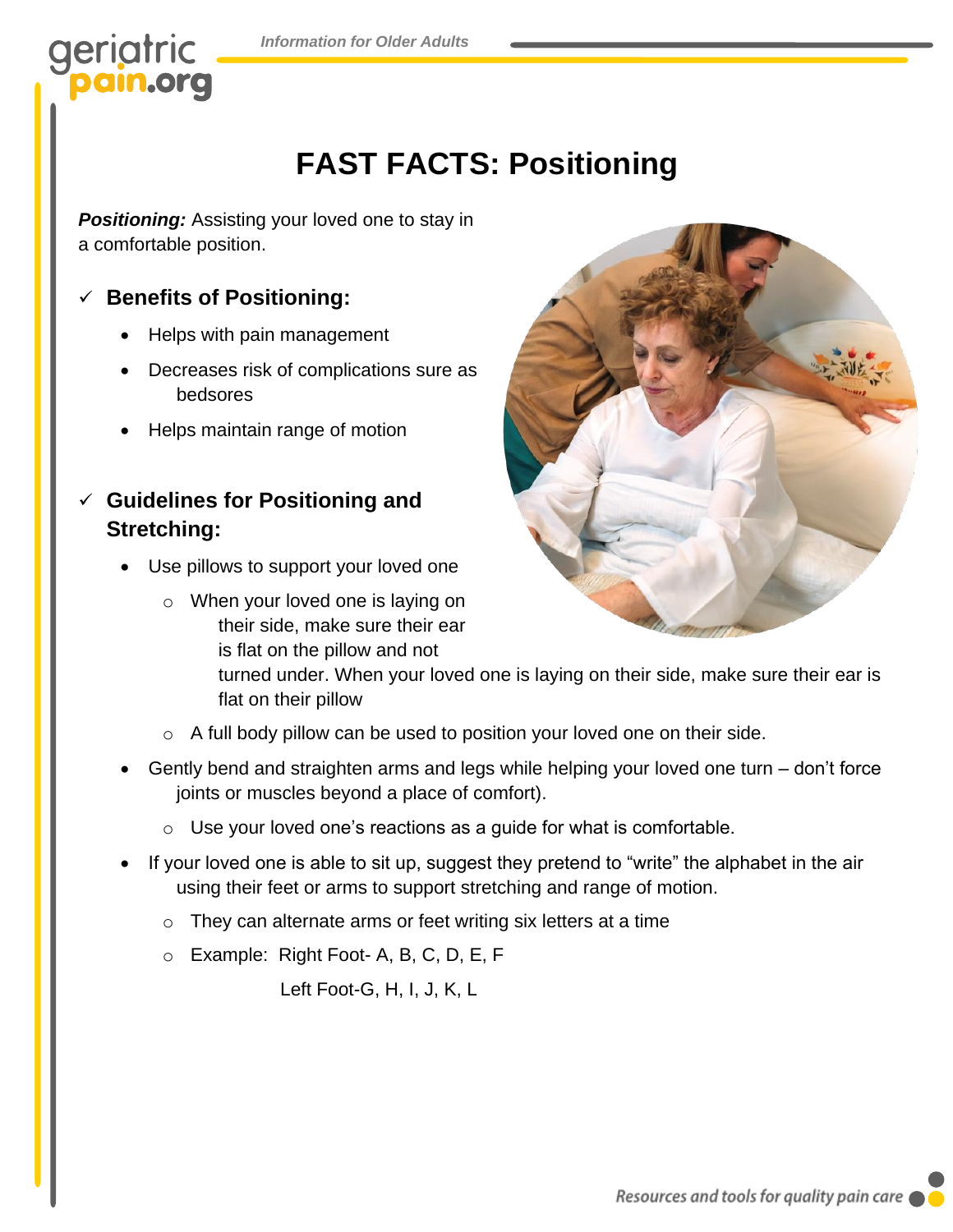# FAST FACTS: Positioning

***Positioning:*** Assisting your loved one to stay in a comfortable position.

## ✓ Benefits of Positioning:

- Helps with pain management
- Decreases risk of complications sure as bedsores
- Helps maintain range of motion

## ✓ Guidelines for Positioning and Stretching:

- Use pillows to support your loved one
  - When your loved one is laying on their side, make sure their ear is flat on the pillow and not turned under. When your loved one is laying on their side, make sure their ear is flat on their pillow
  - A full body pillow can be used to position your loved one on their side.
- Gently bend and straighten arms and legs while helping your loved one turn – don't force joints or muscles beyond a place of comfort).
  - Use your loved one's reactions as a guide for what is comfortable.
- If your loved one is able to sit up, suggest they pretend to "write" the alphabet in the air using their feet or arms to support stretching and range of motion.
  - They can alternate arms or feet writing six letters at a time
  - Example: Right Foot- A, B, C, D, E, F
    Left Foot-G, H, I, J, K, L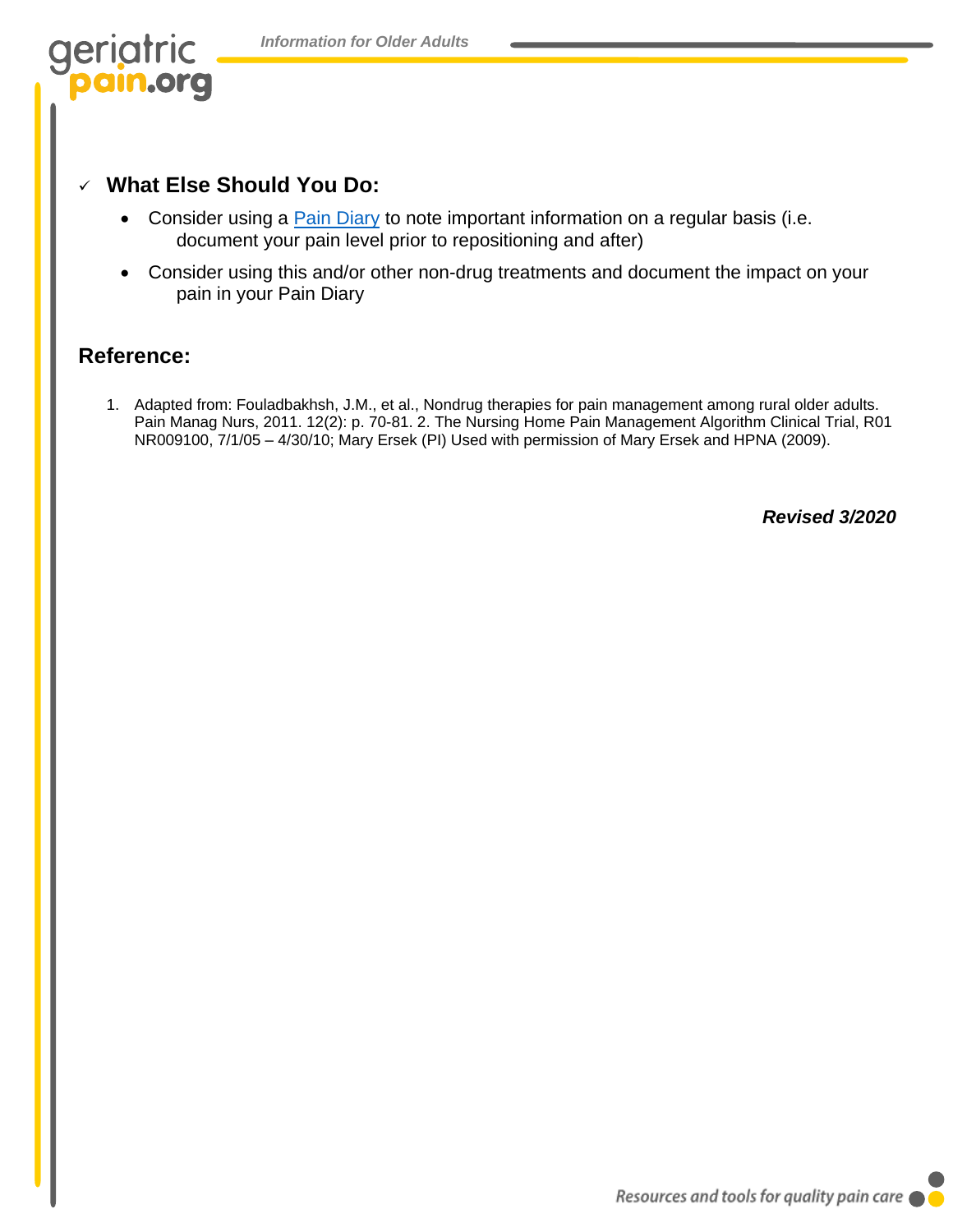## ✓ What Else Should You Do:

- Consider using a [Pain Diary](#) to note important information on a regular basis (i.e. document your pain level prior to repositioning and after)
- Consider using this and/or other non-drug treatments and document the impact on your pain in your Pain Diary

## Reference:

1. Adapted from: Fouladbakhsh, J.M., et al., Nondrug therapies for pain management among rural older adults. Pain Manag Nurs, 2011. 12(2): p. 70-81. 2. The Nursing Home Pain Management Algorithm Clinical Trial, R01 NR009100, 7/1/05 – 4/30/10; Mary Ersek (PI) Used with permission of Mary Ersek and HPNA (2009).

***Revised 3/2020***